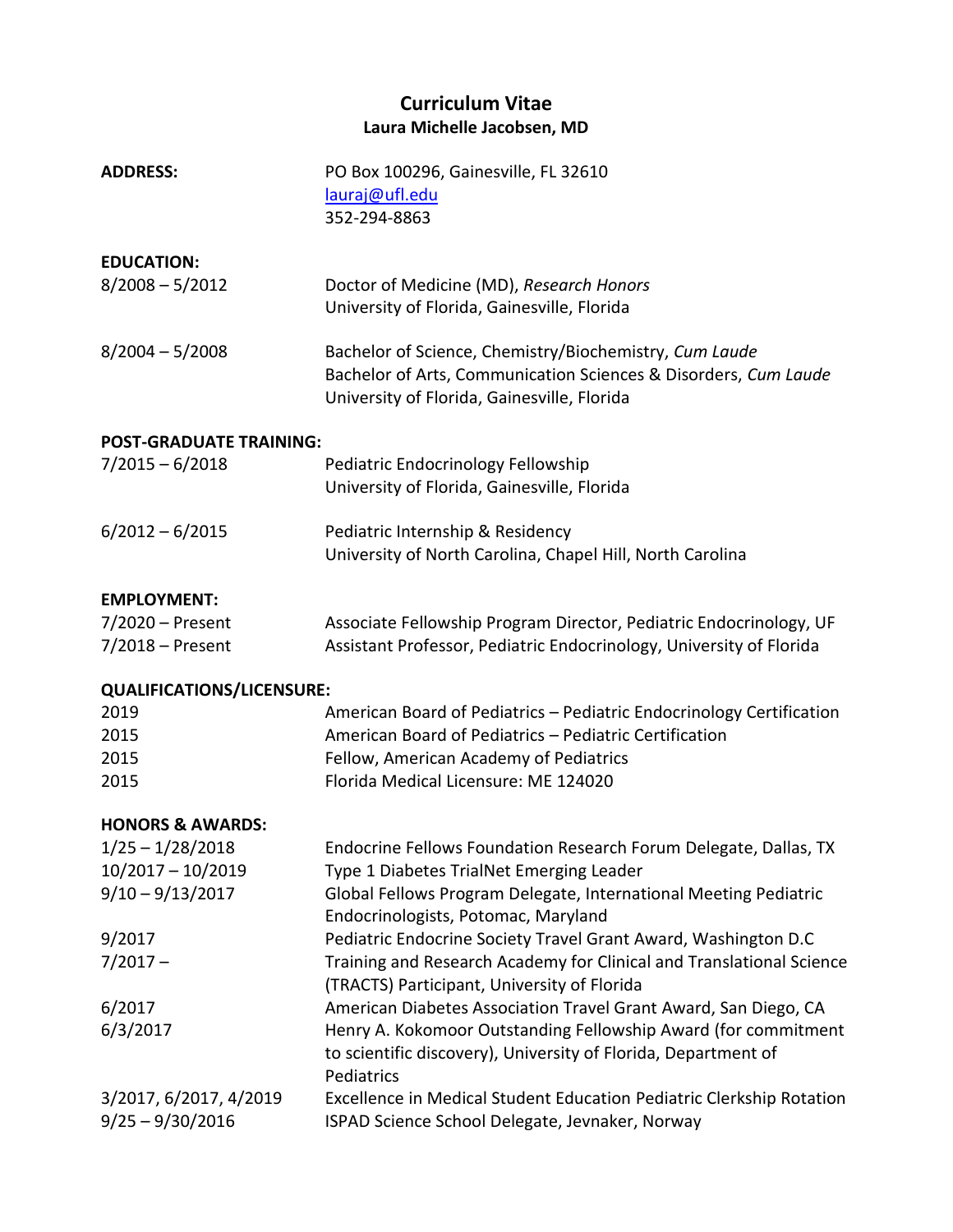# Curriculum Vitae

## Laura Michelle Jacobsen, MD

**ADDRESS:** PO Box 100296, Gainesville, FL 32610
[lauraj@ufl.edu](mailto:lauraj@ufl.edu)
352-294-8863

**EDUCATION:**

| | |
|---|---|
| 8/2008 – 5/2012 | Doctor of Medicine (MD), *Research Honors*<br>University of Florida, Gainesville, Florida |
| 8/2004 – 5/2008 | Bachelor of Science, Chemistry/Biochemistry, *Cum Laude*<br>Bachelor of Arts, Communication Sciences & Disorders, *Cum Laude*<br>University of Florida, Gainesville, Florida |

**POST-GRADUATE TRAINING:**

| | |
|---|---|
| 7/2015 – 6/2018 | Pediatric Endocrinology Fellowship<br>University of Florida, Gainesville, Florida |
| 6/2012 – 6/2015 | Pediatric Internship & Residency<br>University of North Carolina, Chapel Hill, North Carolina |

**EMPLOYMENT:**

| | |
|---|---|
| 7/2020 – Present | Associate Fellowship Program Director, Pediatric Endocrinology, UF |
| 7/2018 – Present | Assistant Professor, Pediatric Endocrinology, University of Florida |

**QUALIFICATIONS/LICENSURE:**

| | |
|---|---|
| 2019 | American Board of Pediatrics – Pediatric Endocrinology Certification |
| 2015 | American Board of Pediatrics – Pediatric Certification |
| 2015 | Fellow, American Academy of Pediatrics |
| 2015 | Florida Medical Licensure: ME 124020 |

**HONORS & AWARDS:**

| | |
|---|---|
| 1/25 – 1/28/2018 | Endocrine Fellows Foundation Research Forum Delegate, Dallas, TX |
| 10/2017 – 10/2019 | Type 1 Diabetes TrialNet Emerging Leader |
| 9/10 – 9/13/2017 | Global Fellows Program Delegate, International Meeting Pediatric Endocrinologists, Potomac, Maryland |
| 9/2017 | Pediatric Endocrine Society Travel Grant Award, Washington D.C |
| 7/2017 – | Training and Research Academy for Clinical and Translational Science (TRACTS) Participant, University of Florida |
| 6/2017 | American Diabetes Association Travel Grant Award, San Diego, CA |
| 6/3/2017 | Henry A. Kokomoor Outstanding Fellowship Award (for commitment to scientific discovery), University of Florida, Department of Pediatrics |
| 3/2017, 6/2017, 4/2019 | Excellence in Medical Student Education Pediatric Clerkship Rotation |
| 9/25 – 9/30/2016 | ISPAD Science School Delegate, Jevnaker, Norway |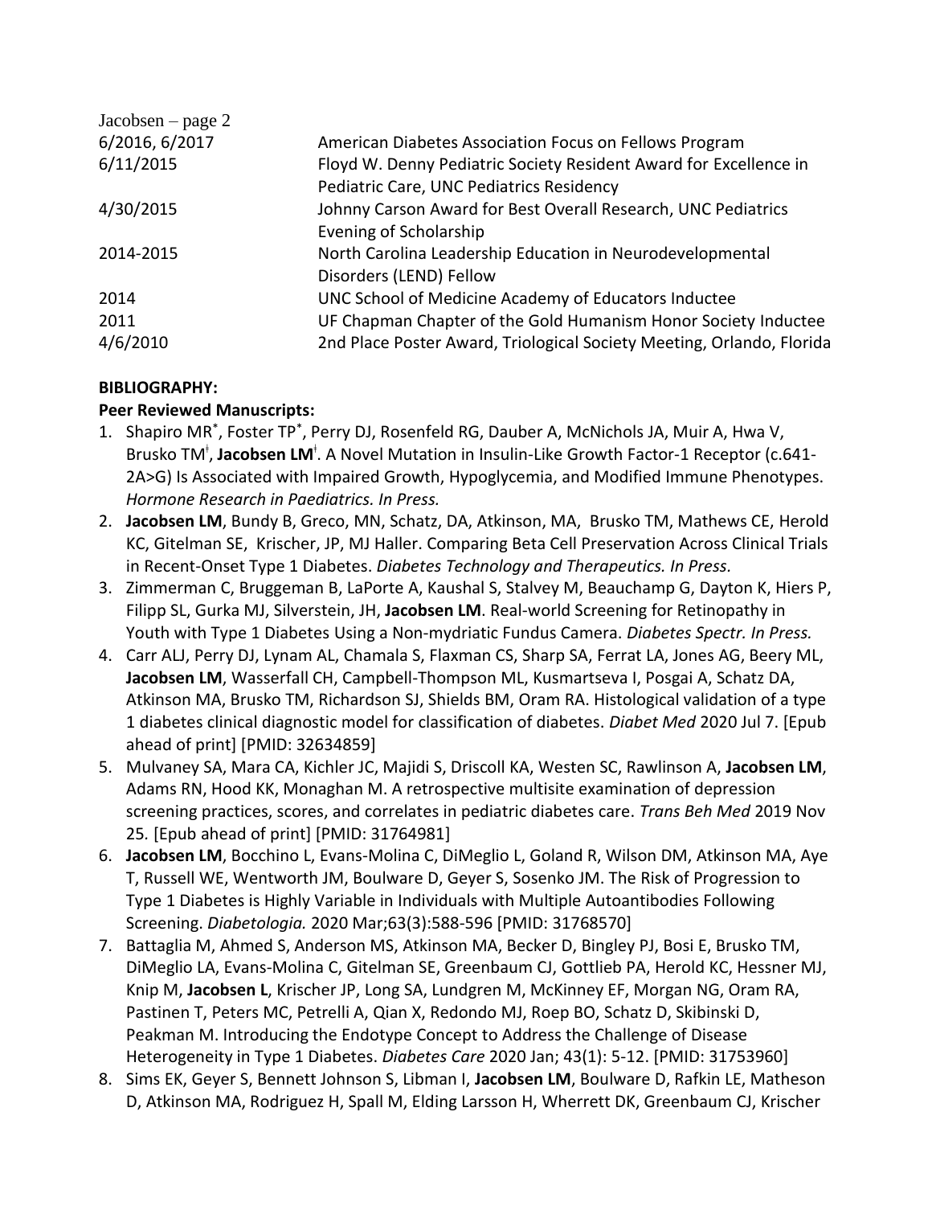| | |
|---|---|
| 6/2016, 6/2017 | American Diabetes Association Focus on Fellows Program |
| 6/11/2015 | Floyd W. Denny Pediatric Society Resident Award for Excellence in Pediatric Care, UNC Pediatrics Residency |
| 4/30/2015 | Johnny Carson Award for Best Overall Research, UNC Pediatrics Evening of Scholarship |
| 2014-2015 | North Carolina Leadership Education in Neurodevelopmental Disorders (LEND) Fellow |
| 2014 | UNC School of Medicine Academy of Educators Inductee |
| 2011 | UF Chapman Chapter of the Gold Humanism Honor Society Inductee |
| 4/6/2010 | 2nd Place Poster Award, Triological Society Meeting, Orlando, Florida |

**BIBLIOGRAPHY:**

**Peer Reviewed Manuscripts:**

1. Shapiro MR[*], Foster TP[*], Perry DJ, Rosenfeld RG, Dauber A, McNichols JA, Muir A, Hwa V, Brusko TM[ǂ], **Jacobsen LM**[ǂ]. A Novel Mutation in Insulin-Like Growth Factor-1 Receptor (c.641-2A>G) Is Associated with Impaired Growth, Hypoglycemia, and Modified Immune Phenotypes. *Hormone Research in Paediatrics. In Press.*
2. **Jacobsen LM**, Bundy B, Greco, MN, Schatz, DA, Atkinson, MA, Brusko TM, Mathews CE, Herold KC, Gitelman SE, Krischer, JP, MJ Haller. Comparing Beta Cell Preservation Across Clinical Trials in Recent-Onset Type 1 Diabetes. *Diabetes Technology and Therapeutics. In Press.*
3. Zimmerman C, Bruggeman B, LaPorte A, Kaushal S, Stalvey M, Beauchamp G, Dayton K, Hiers P, Filipp SL, Gurka MJ, Silverstein, JH, **Jacobsen LM**. Real-world Screening for Retinopathy in Youth with Type 1 Diabetes Using a Non-mydriatic Fundus Camera. *Diabetes Spectr. In Press.*
4. Carr ALJ, Perry DJ, Lynam AL, Chamala S, Flaxman CS, Sharp SA, Ferrat LA, Jones AG, Beery ML, **Jacobsen LM**, Wasserfall CH, Campbell-Thompson ML, Kusmartseva I, Posgai A, Schatz DA, Atkinson MA, Brusko TM, Richardson SJ, Shields BM, Oram RA. Histological validation of a type 1 diabetes clinical diagnostic model for classification of diabetes. *Diabet Med* 2020 Jul 7. [Epub ahead of print] [PMID: 32634859]
5. Mulvaney SA, Mara CA, Kichler JC, Majidi S, Driscoll KA, Westen SC, Rawlinson A, **Jacobsen LM**, Adams RN, Hood KK, Monaghan M. A retrospective multisite examination of depression screening practices, scores, and correlates in pediatric diabetes care. *Trans Beh Med* 2019 Nov 25. [Epub ahead of print] [PMID: 31764981]
6. **Jacobsen LM**, Bocchino L, Evans-Molina C, DiMeglio L, Goland R, Wilson DM, Atkinson MA, Aye T, Russell WE, Wentworth JM, Boulware D, Geyer S, Sosenko JM. The Risk of Progression to Type 1 Diabetes is Highly Variable in Individuals with Multiple Autoantibodies Following Screening. *Diabetologia.* 2020 Mar;63(3):588-596 [PMID: 31768570]
7. Battaglia M, Ahmed S, Anderson MS, Atkinson MA, Becker D, Bingley PJ, Bosi E, Brusko TM, DiMeglio LA, Evans-Molina C, Gitelman SE, Greenbaum CJ, Gottlieb PA, Herold KC, Hessner MJ, Knip M, **Jacobsen L**, Krischer JP, Long SA, Lundgren M, McKinney EF, Morgan NG, Oram RA, Pastinen T, Peters MC, Petrelli A, Qian X, Redondo MJ, Roep BO, Schatz D, Skibinski D, Peakman M. Introducing the Endotype Concept to Address the Challenge of Disease Heterogeneity in Type 1 Diabetes. *Diabetes Care* 2020 Jan; 43(1): 5-12. [PMID: 31753960]
8. Sims EK, Geyer S, Bennett Johnson S, Libman I, **Jacobsen LM**, Boulware D, Rafkin LE, Matheson D, Atkinson MA, Rodriguez H, Spall M, Elding Larsson H, Wherrett DK, Greenbaum CJ, Krischer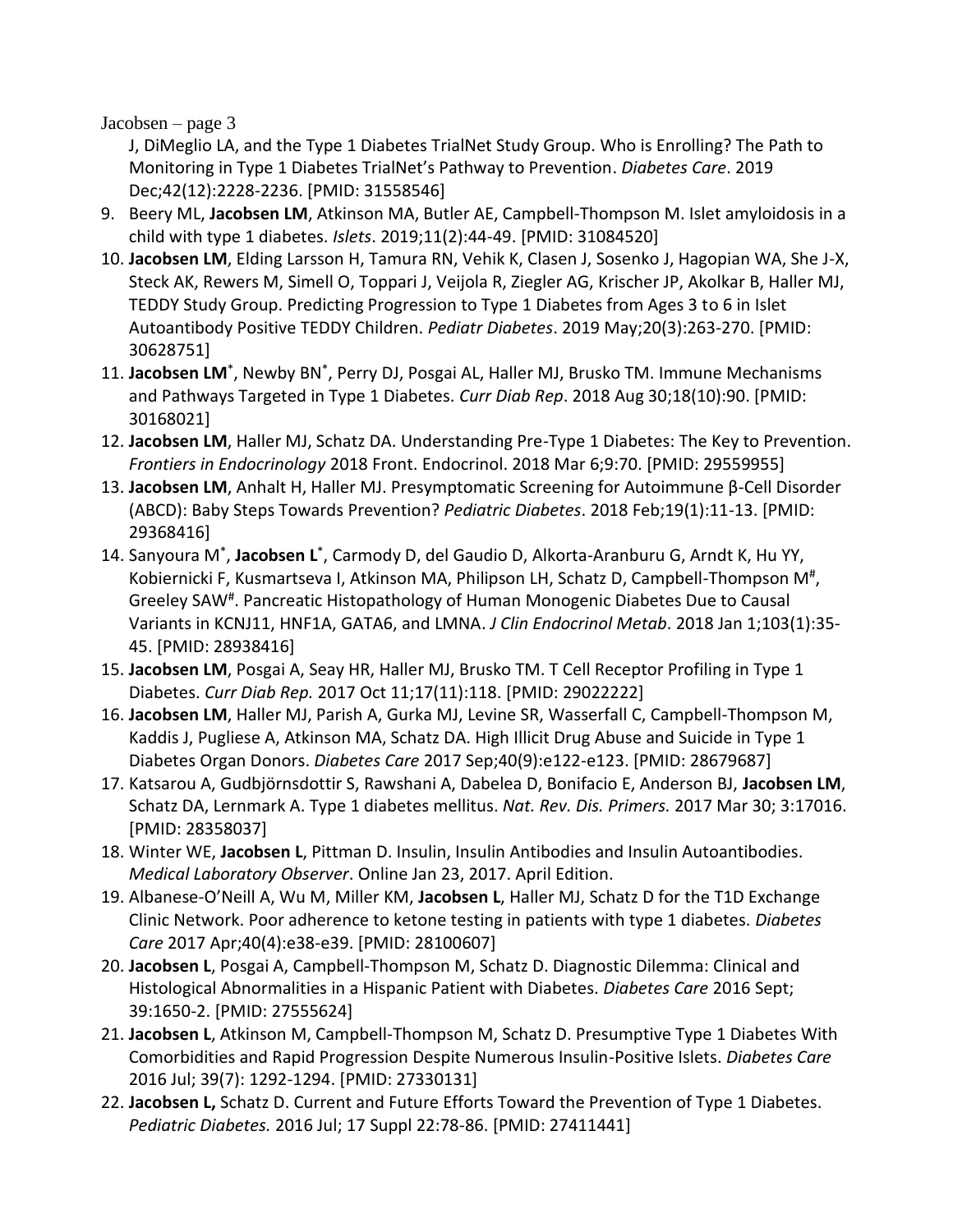J, DiMeglio LA, and the Type 1 Diabetes TrialNet Study Group. Who is Enrolling? The Path to Monitoring in Type 1 Diabetes TrialNet's Pathway to Prevention. *Diabetes Care*. 2019 Dec;42(12):2228-2236. [PMID: 31558546]

9. Beery ML, **Jacobsen LM**, Atkinson MA, Butler AE, Campbell-Thompson M. Islet amyloidosis in a child with type 1 diabetes. *Islets*. 2019;11(2):44-49. [PMID: 31084520]
10. **Jacobsen LM**, Elding Larsson H, Tamura RN, Vehik K, Clasen J, Sosenko J, Hagopian WA, She J-X, Steck AK, Rewers M, Simell O, Toppari J, Veijola R, Ziegler AG, Krischer JP, Akolkar B, Haller MJ, TEDDY Study Group. Predicting Progression to Type 1 Diabetes from Ages 3 to 6 in Islet Autoantibody Positive TEDDY Children. *Pediatr Diabetes*. 2019 May;20(3):263-270. [PMID: 30628751]
11. **Jacobsen LM**[*], Newby BN[*], Perry DJ, Posgai AL, Haller MJ, Brusko TM. Immune Mechanisms and Pathways Targeted in Type 1 Diabetes. *Curr Diab Rep*. 2018 Aug 30;18(10):90. [PMID: 30168021]
12. **Jacobsen LM**, Haller MJ, Schatz DA. Understanding Pre-Type 1 Diabetes: The Key to Prevention. *Frontiers in Endocrinology* 2018 Front. Endocrinol. 2018 Mar 6;9:70. [PMID: 29559955]
13. **Jacobsen LM**, Anhalt H, Haller MJ. Presymptomatic Screening for Autoimmune β-Cell Disorder (ABCD): Baby Steps Towards Prevention? *Pediatric Diabetes*. 2018 Feb;19(1):11-13. [PMID: 29368416]
14. Sanyoura M[*], **Jacobsen L**[*], Carmody D, del Gaudio D, Alkorta-Aranburu G, Arndt K, Hu YY, Kobiernicki F, Kusmartseva I, Atkinson MA, Philipson LH, Schatz D, Campbell-Thompson M[#], Greeley SAW[#]. Pancreatic Histopathology of Human Monogenic Diabetes Due to Causal Variants in KCNJ11, HNF1A, GATA6, and LMNA. *J Clin Endocrinol Metab*. 2018 Jan 1;103(1):35-45. [PMID: 28938416]
15. **Jacobsen LM**, Posgai A, Seay HR, Haller MJ, Brusko TM. T Cell Receptor Profiling in Type 1 Diabetes. *Curr Diab Rep.* 2017 Oct 11;17(11):118. [PMID: 29022222]
16. **Jacobsen LM**, Haller MJ, Parish A, Gurka MJ, Levine SR, Wasserfall C, Campbell-Thompson M, Kaddis J, Pugliese A, Atkinson MA, Schatz DA. High Illicit Drug Abuse and Suicide in Type 1 Diabetes Organ Donors. *Diabetes Care* 2017 Sep;40(9):e122-e123. [PMID: 28679687]
17. Katsarou A, Gudbjörnsdottir S, Rawshani A, Dabelea D, Bonifacio E, Anderson BJ, **Jacobsen LM**, Schatz DA, Lernmark A. Type 1 diabetes mellitus. *Nat. Rev. Dis. Primers.* 2017 Mar 30; 3:17016. [PMID: 28358037]
18. Winter WE, **Jacobsen L**, Pittman D. Insulin, Insulin Antibodies and Insulin Autoantibodies. *Medical Laboratory Observer*. Online Jan 23, 2017. April Edition.
19. Albanese-O'Neill A, Wu M, Miller KM, **Jacobsen L**, Haller MJ, Schatz D for the T1D Exchange Clinic Network. Poor adherence to ketone testing in patients with type 1 diabetes. *Diabetes Care* 2017 Apr;40(4):e38-e39. [PMID: 28100607]
20. **Jacobsen L**, Posgai A, Campbell-Thompson M, Schatz D. Diagnostic Dilemma: Clinical and Histological Abnormalities in a Hispanic Patient with Diabetes. *Diabetes Care* 2016 Sept; 39:1650-2. [PMID: 27555624]
21. **Jacobsen L**, Atkinson M, Campbell-Thompson M, Schatz D. Presumptive Type 1 Diabetes With Comorbidities and Rapid Progression Despite Numerous Insulin-Positive Islets. *Diabetes Care* 2016 Jul; 39(7): 1292-1294. [PMID: 27330131]
22. **Jacobsen L,** Schatz D. Current and Future Efforts Toward the Prevention of Type 1 Diabetes. *Pediatric Diabetes.* 2016 Jul; 17 Suppl 22:78-86. [PMID: 27411441]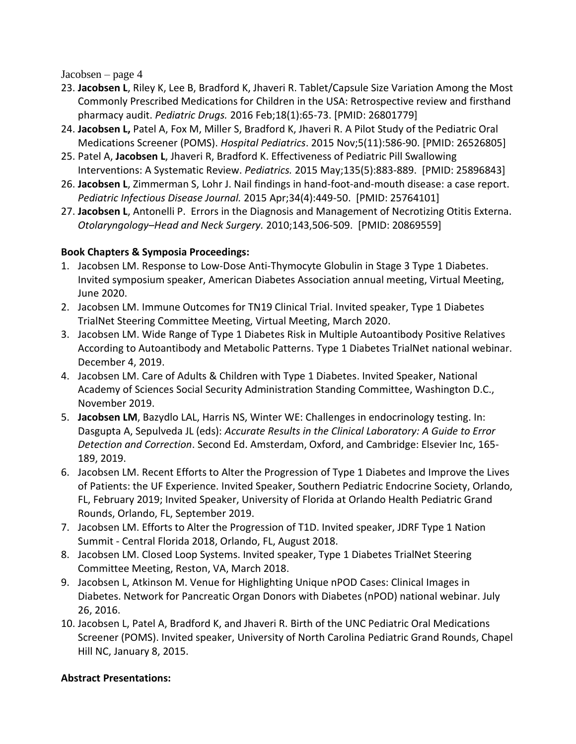23. **Jacobsen L**, Riley K, Lee B, Bradford K, Jhaveri R. Tablet/Capsule Size Variation Among the Most Commonly Prescribed Medications for Children in the USA: Retrospective review and firsthand pharmacy audit. *Pediatric Drugs.* 2016 Feb;18(1):65-73. [PMID: 26801779]
24. **Jacobsen L,** Patel A, Fox M, Miller S, Bradford K, Jhaveri R. A Pilot Study of the Pediatric Oral Medications Screener (POMS). *Hospital Pediatrics*. 2015 Nov;5(11):586-90. [PMID: 26526805]
25. Patel A, **Jacobsen L**, Jhaveri R, Bradford K. Effectiveness of Pediatric Pill Swallowing Interventions: A Systematic Review. *Pediatrics.* 2015 May;135(5):883-889. [PMID: 25896843]
26. **Jacobsen L**, Zimmerman S, Lohr J. Nail findings in hand-foot-and-mouth disease: a case report. *Pediatric Infectious Disease Journal.* 2015 Apr;34(4):449-50. [PMID: 25764101]
27. **Jacobsen L**, Antonelli P. Errors in the Diagnosis and Management of Necrotizing Otitis Externa. *Otolaryngology–Head and Neck Surgery.* 2010;143,506-509. [PMID: 20869559]

**Book Chapters & Symposia Proceedings:**

1. Jacobsen LM. Response to Low-Dose Anti-Thymocyte Globulin in Stage 3 Type 1 Diabetes. Invited symposium speaker, American Diabetes Association annual meeting, Virtual Meeting, June 2020.
2. Jacobsen LM. Immune Outcomes for TN19 Clinical Trial. Invited speaker, Type 1 Diabetes TrialNet Steering Committee Meeting, Virtual Meeting, March 2020.
3. Jacobsen LM. Wide Range of Type 1 Diabetes Risk in Multiple Autoantibody Positive Relatives According to Autoantibody and Metabolic Patterns. Type 1 Diabetes TrialNet national webinar. December 4, 2019.
4. Jacobsen LM. Care of Adults & Children with Type 1 Diabetes. Invited Speaker, National Academy of Sciences Social Security Administration Standing Committee, Washington D.C., November 2019.
5. **Jacobsen LM**, Bazydlo LAL, Harris NS, Winter WE: Challenges in endocrinology testing. In: Dasgupta A, Sepulveda JL (eds): *Accurate Results in the Clinical Laboratory: A Guide to Error Detection and Correction*. Second Ed. Amsterdam, Oxford, and Cambridge: Elsevier Inc, 165-189, 2019.
6. Jacobsen LM. Recent Efforts to Alter the Progression of Type 1 Diabetes and Improve the Lives of Patients: the UF Experience. Invited Speaker, Southern Pediatric Endocrine Society, Orlando, FL, February 2019; Invited Speaker, University of Florida at Orlando Health Pediatric Grand Rounds, Orlando, FL, September 2019.
7. Jacobsen LM. Efforts to Alter the Progression of T1D. Invited speaker, JDRF Type 1 Nation Summit - Central Florida 2018, Orlando, FL, August 2018.
8. Jacobsen LM. Closed Loop Systems. Invited speaker, Type 1 Diabetes TrialNet Steering Committee Meeting, Reston, VA, March 2018.
9. Jacobsen L, Atkinson M. Venue for Highlighting Unique nPOD Cases: Clinical Images in Diabetes. Network for Pancreatic Organ Donors with Diabetes (nPOD) national webinar. July 26, 2016.
10. Jacobsen L, Patel A, Bradford K, and Jhaveri R. Birth of the UNC Pediatric Oral Medications Screener (POMS). Invited speaker, University of North Carolina Pediatric Grand Rounds, Chapel Hill NC, January 8, 2015.

**Abstract Presentations:**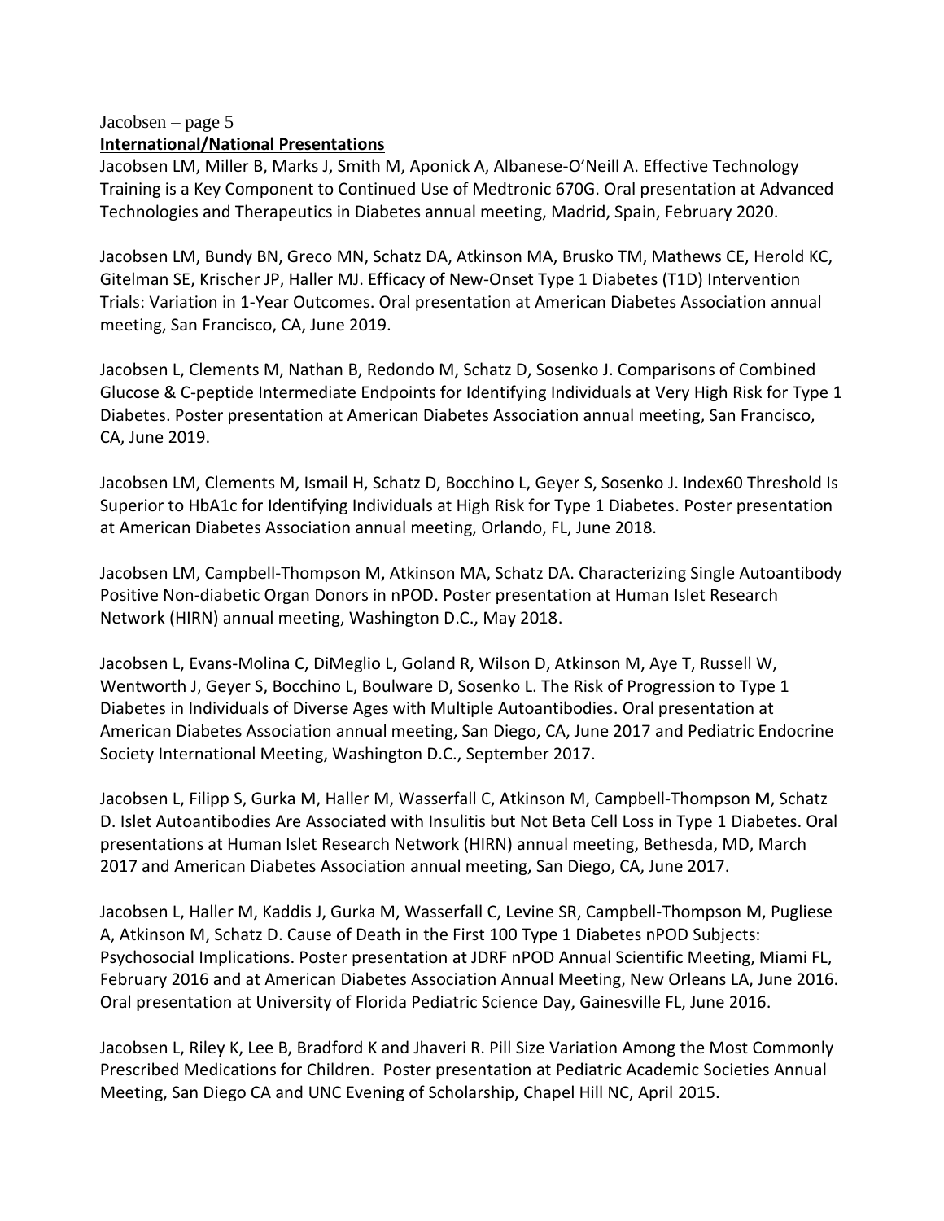**International/National Presentations**

Jacobsen LM, Miller B, Marks J, Smith M, Aponick A, Albanese-O'Neill A. Effective Technology Training is a Key Component to Continued Use of Medtronic 670G. Oral presentation at Advanced Technologies and Therapeutics in Diabetes annual meeting, Madrid, Spain, February 2020.

Jacobsen LM, Bundy BN, Greco MN, Schatz DA, Atkinson MA, Brusko TM, Mathews CE, Herold KC, Gitelman SE, Krischer JP, Haller MJ. Efficacy of New-Onset Type 1 Diabetes (T1D) Intervention Trials: Variation in 1-Year Outcomes. Oral presentation at American Diabetes Association annual meeting, San Francisco, CA, June 2019.

Jacobsen L, Clements M, Nathan B, Redondo M, Schatz D, Sosenko J. Comparisons of Combined Glucose & C-peptide Intermediate Endpoints for Identifying Individuals at Very High Risk for Type 1 Diabetes. Poster presentation at American Diabetes Association annual meeting, San Francisco, CA, June 2019.

Jacobsen LM, Clements M, Ismail H, Schatz D, Bocchino L, Geyer S, Sosenko J. Index60 Threshold Is Superior to HbA1c for Identifying Individuals at High Risk for Type 1 Diabetes. Poster presentation at American Diabetes Association annual meeting, Orlando, FL, June 2018.

Jacobsen LM, Campbell-Thompson M, Atkinson MA, Schatz DA. Characterizing Single Autoantibody Positive Non-diabetic Organ Donors in nPOD. Poster presentation at Human Islet Research Network (HIRN) annual meeting, Washington D.C., May 2018.

Jacobsen L, Evans-Molina C, DiMeglio L, Goland R, Wilson D, Atkinson M, Aye T, Russell W, Wentworth J, Geyer S, Bocchino L, Boulware D, Sosenko L. The Risk of Progression to Type 1 Diabetes in Individuals of Diverse Ages with Multiple Autoantibodies. Oral presentation at American Diabetes Association annual meeting, San Diego, CA, June 2017 and Pediatric Endocrine Society International Meeting, Washington D.C., September 2017.

Jacobsen L, Filipp S, Gurka M, Haller M, Wasserfall C, Atkinson M, Campbell-Thompson M, Schatz D. Islet Autoantibodies Are Associated with Insulitis but Not Beta Cell Loss in Type 1 Diabetes. Oral presentations at Human Islet Research Network (HIRN) annual meeting, Bethesda, MD, March 2017 and American Diabetes Association annual meeting, San Diego, CA, June 2017.

Jacobsen L, Haller M, Kaddis J, Gurka M, Wasserfall C, Levine SR, Campbell-Thompson M, Pugliese A, Atkinson M, Schatz D. Cause of Death in the First 100 Type 1 Diabetes nPOD Subjects: Psychosocial Implications. Poster presentation at JDRF nPOD Annual Scientific Meeting, Miami FL, February 2016 and at American Diabetes Association Annual Meeting, New Orleans LA, June 2016. Oral presentation at University of Florida Pediatric Science Day, Gainesville FL, June 2016.

Jacobsen L, Riley K, Lee B, Bradford K and Jhaveri R. Pill Size Variation Among the Most Commonly Prescribed Medications for Children. Poster presentation at Pediatric Academic Societies Annual Meeting, San Diego CA and UNC Evening of Scholarship, Chapel Hill NC, April 2015.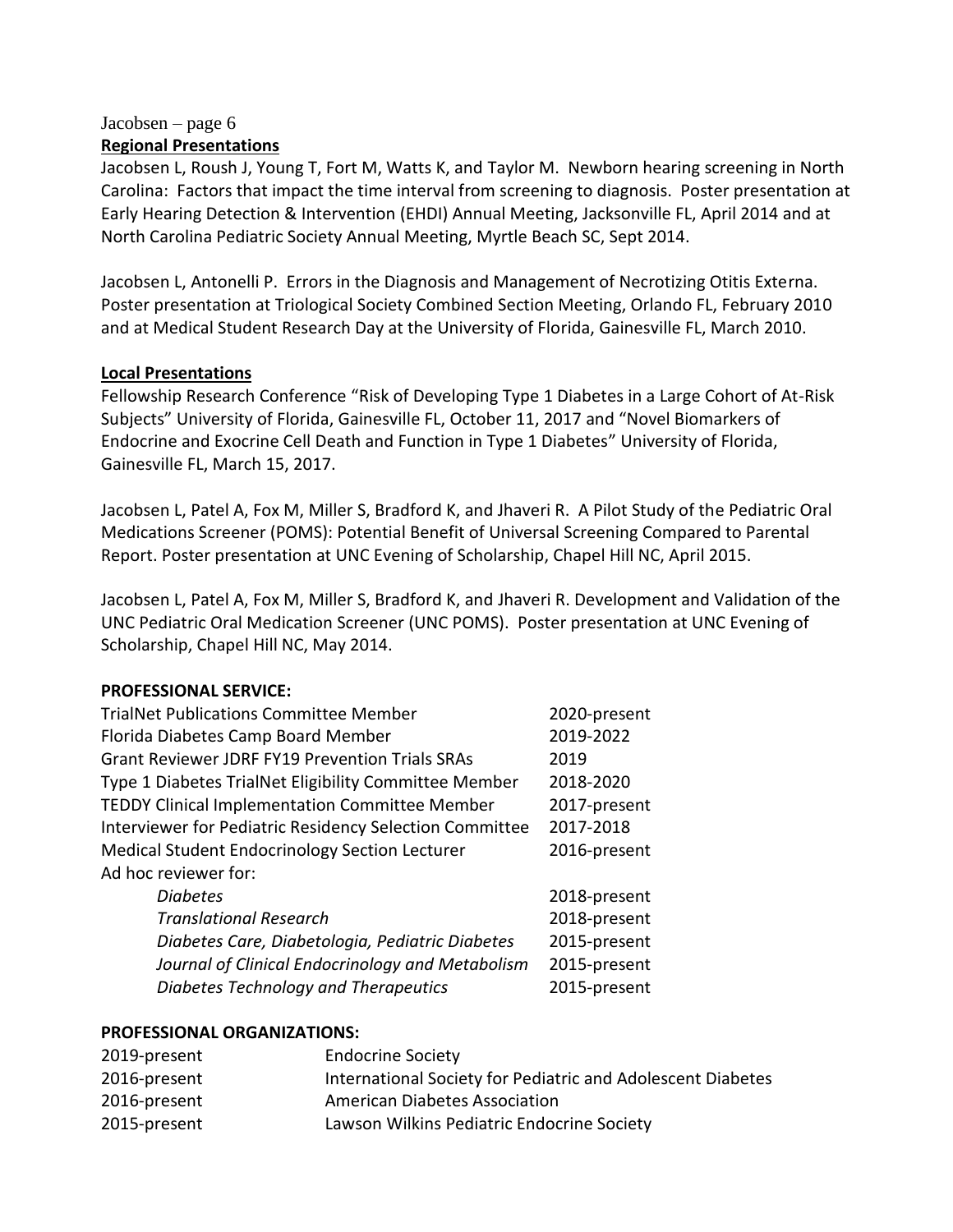**Regional Presentations**

Jacobsen L, Roush J, Young T, Fort M, Watts K, and Taylor M. Newborn hearing screening in North Carolina: Factors that impact the time interval from screening to diagnosis. Poster presentation at Early Hearing Detection & Intervention (EHDI) Annual Meeting, Jacksonville FL, April 2014 and at North Carolina Pediatric Society Annual Meeting, Myrtle Beach SC, Sept 2014.

Jacobsen L, Antonelli P. Errors in the Diagnosis and Management of Necrotizing Otitis Externa. Poster presentation at Triological Society Combined Section Meeting, Orlando FL, February 2010 and at Medical Student Research Day at the University of Florida, Gainesville FL, March 2010.

**Local Presentations**

Fellowship Research Conference "Risk of Developing Type 1 Diabetes in a Large Cohort of At-Risk Subjects" University of Florida, Gainesville FL, October 11, 2017 and "Novel Biomarkers of Endocrine and Exocrine Cell Death and Function in Type 1 Diabetes" University of Florida, Gainesville FL, March 15, 2017.

Jacobsen L, Patel A, Fox M, Miller S, Bradford K, and Jhaveri R. A Pilot Study of the Pediatric Oral Medications Screener (POMS): Potential Benefit of Universal Screening Compared to Parental Report. Poster presentation at UNC Evening of Scholarship, Chapel Hill NC, April 2015.

Jacobsen L, Patel A, Fox M, Miller S, Bradford K, and Jhaveri R. Development and Validation of the UNC Pediatric Oral Medication Screener (UNC POMS). Poster presentation at UNC Evening of Scholarship, Chapel Hill NC, May 2014.

**PROFESSIONAL SERVICE:**

| | |
|---|---|
| TrialNet Publications Committee Member | 2020-present |
| Florida Diabetes Camp Board Member | 2019-2022 |
| Grant Reviewer JDRF FY19 Prevention Trials SRAs | 2019 |
| Type 1 Diabetes TrialNet Eligibility Committee Member | 2018-2020 |
| TEDDY Clinical Implementation Committee Member | 2017-present |
| Interviewer for Pediatric Residency Selection Committee | 2017-2018 |
| Medical Student Endocrinology Section Lecturer | 2016-present |
| Ad hoc reviewer for: | |
| *Diabetes* | 2018-present |
| *Translational Research* | 2018-present |
| *Diabetes Care, Diabetologia, Pediatric Diabetes* | 2015-present |
| *Journal of Clinical Endocrinology and Metabolism* | 2015-present |
| *Diabetes Technology and Therapeutics* | 2015-present |

**PROFESSIONAL ORGANIZATIONS:**

| | |
|---|---|
| 2019-present | Endocrine Society |
| 2016-present | International Society for Pediatric and Adolescent Diabetes |
| 2016-present | American Diabetes Association |
| 2015-present | Lawson Wilkins Pediatric Endocrine Society |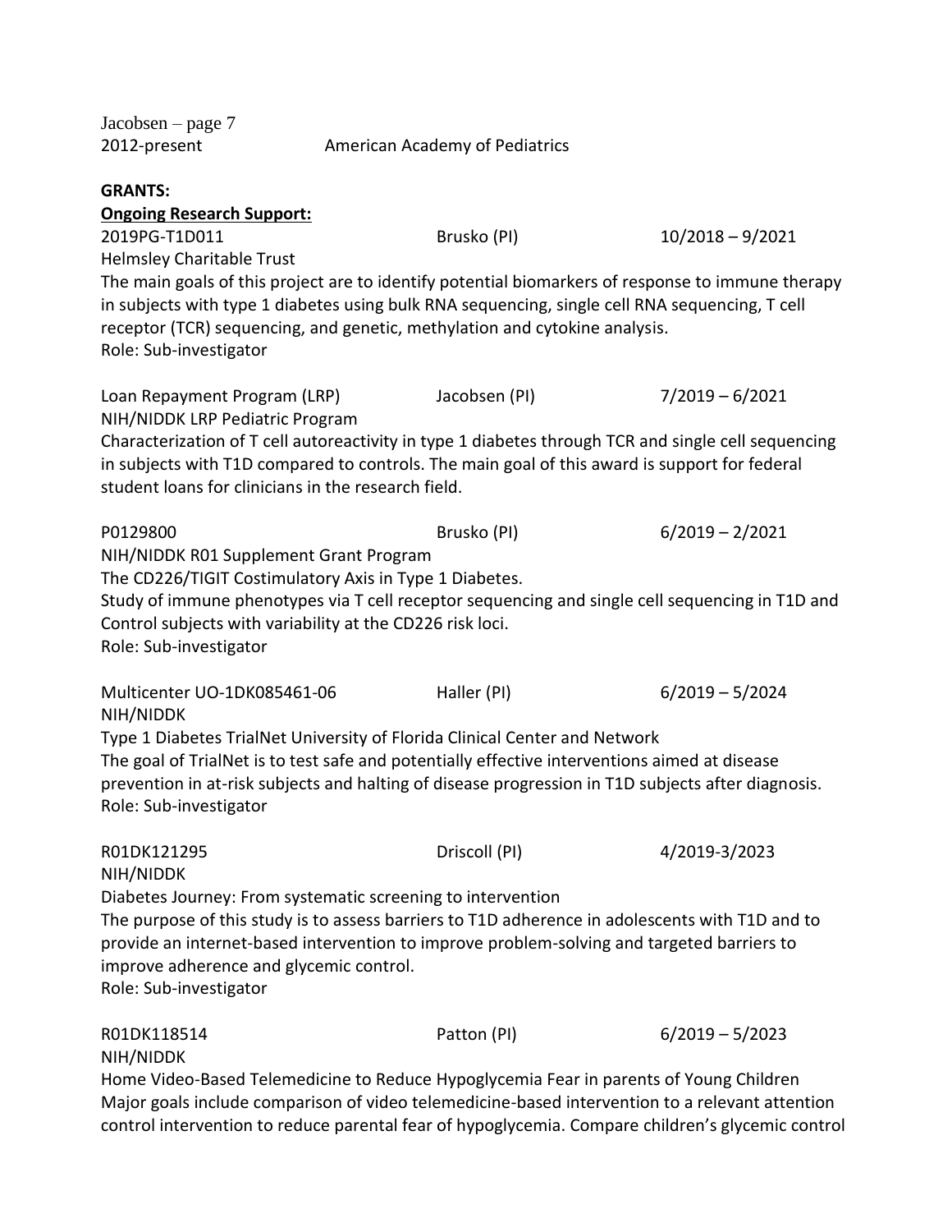2012-present American Academy of Pediatrics

**GRANTS:**

**Ongoing Research Support:**

2019PG-T1D011 Brusko (PI) 10/2018 – 9/2021
Helmsley Charitable Trust
The main goals of this project are to identify potential biomarkers of response to immune therapy in subjects with type 1 diabetes using bulk RNA sequencing, single cell RNA sequencing, T cell receptor (TCR) sequencing, and genetic, methylation and cytokine analysis.
Role: Sub-investigator

Loan Repayment Program (LRP) Jacobsen (PI) 7/2019 – 6/2021
NIH/NIDDK LRP Pediatric Program
Characterization of T cell autoreactivity in type 1 diabetes through TCR and single cell sequencing in subjects with T1D compared to controls. The main goal of this award is support for federal student loans for clinicians in the research field.

P0129800 Brusko (PI) 6/2019 – 2/2021
NIH/NIDDK R01 Supplement Grant Program
The CD226/TIGIT Costimulatory Axis in Type 1 Diabetes.
Study of immune phenotypes via T cell receptor sequencing and single cell sequencing in T1D and Control subjects with variability at the CD226 risk loci.
Role: Sub-investigator

Multicenter UO-1DK085461-06 Haller (PI) 6/2019 – 5/2024
NIH/NIDDK
Type 1 Diabetes TrialNet University of Florida Clinical Center and Network
The goal of TrialNet is to test safe and potentially effective interventions aimed at disease prevention in at-risk subjects and halting of disease progression in T1D subjects after diagnosis.
Role: Sub-investigator

R01DK121295 Driscoll (PI) 4/2019-3/2023
NIH/NIDDK
Diabetes Journey: From systematic screening to intervention
The purpose of this study is to assess barriers to T1D adherence in adolescents with T1D and to provide an internet-based intervention to improve problem-solving and targeted barriers to improve adherence and glycemic control.
Role: Sub-investigator

R01DK118514 Patton (PI) 6/2019 – 5/2023
NIH/NIDDK
Home Video-Based Telemedicine to Reduce Hypoglycemia Fear in parents of Young Children
Major goals include comparison of video telemedicine-based intervention to a relevant attention control intervention to reduce parental fear of hypoglycemia. Compare children's glycemic control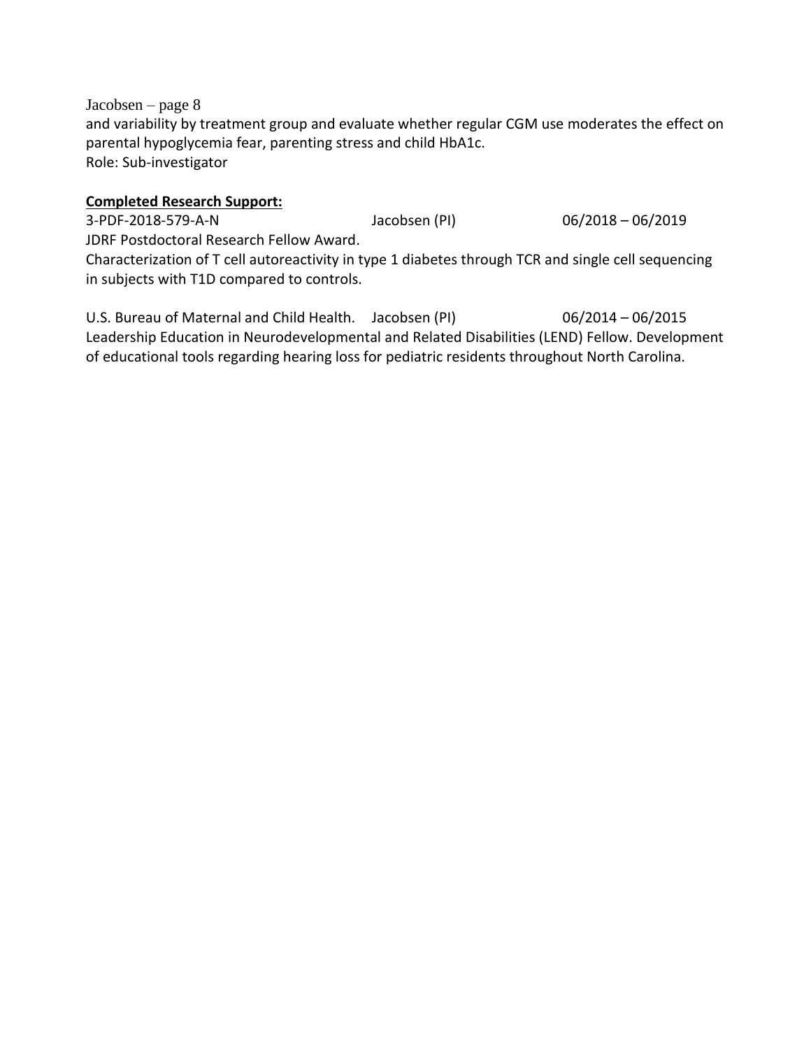and variability by treatment group and evaluate whether regular CGM use moderates the effect on parental hypoglycemia fear, parenting stress and child HbA1c.
Role: Sub-investigator

**Completed Research Support:**

3-PDF-2018-579-A-N Jacobsen (PI) 06/2018 – 06/2019
JDRF Postdoctoral Research Fellow Award.
Characterization of T cell autoreactivity in type 1 diabetes through TCR and single cell sequencing in subjects with T1D compared to controls.

U.S. Bureau of Maternal and Child Health. Jacobsen (PI) 06/2014 – 06/2015
Leadership Education in Neurodevelopmental and Related Disabilities (LEND) Fellow. Development of educational tools regarding hearing loss for pediatric residents throughout North Carolina.